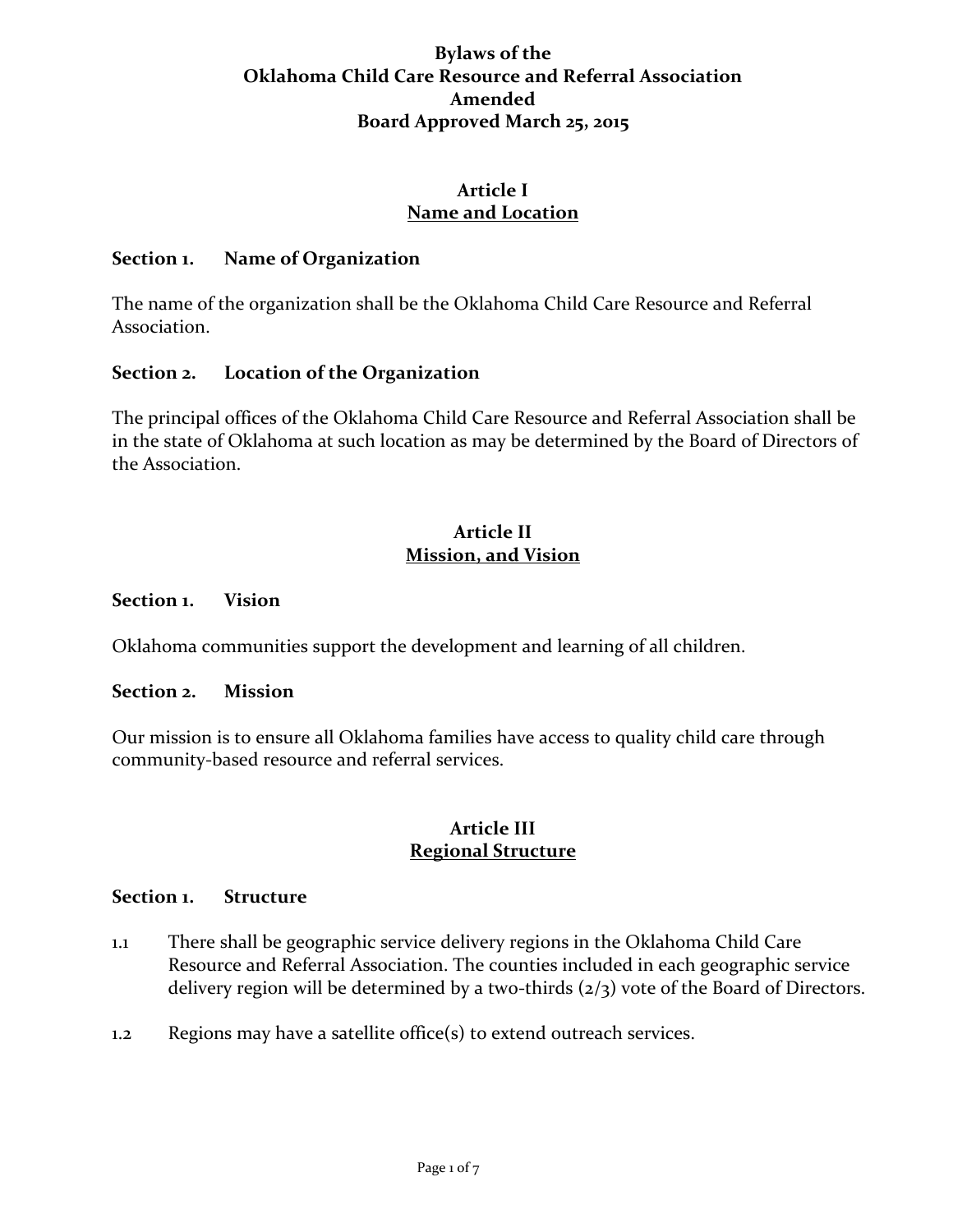# Bylaws of the Oklahoma Child Care Resource and Referral Association Amended Board Approved March 25, 2015

## Article I
## Name and Location

### Section 1. Name of Organization

The name of the organization shall be the Oklahoma Child Care Resource and Referral Association.

### Section 2. Location of the Organization

The principal offices of the Oklahoma Child Care Resource and Referral Association shall be in the state of Oklahoma at such location as may be determined by the Board of Directors of the Association.

## Article II
## Mission, and Vision

### Section 1. Vision

Oklahoma communities support the development and learning of all children.

### Section 2. Mission

Our mission is to ensure all Oklahoma families have access to quality child care through community-based resource and referral services.

## Article III
## Regional Structure

### Section 1. Structure

1.1 There shall be geographic service delivery regions in the Oklahoma Child Care Resource and Referral Association. The counties included in each geographic service delivery region will be determined by a two-thirds (2/3) vote of the Board of Directors.

1.2 Regions may have a satellite office(s) to extend outreach services.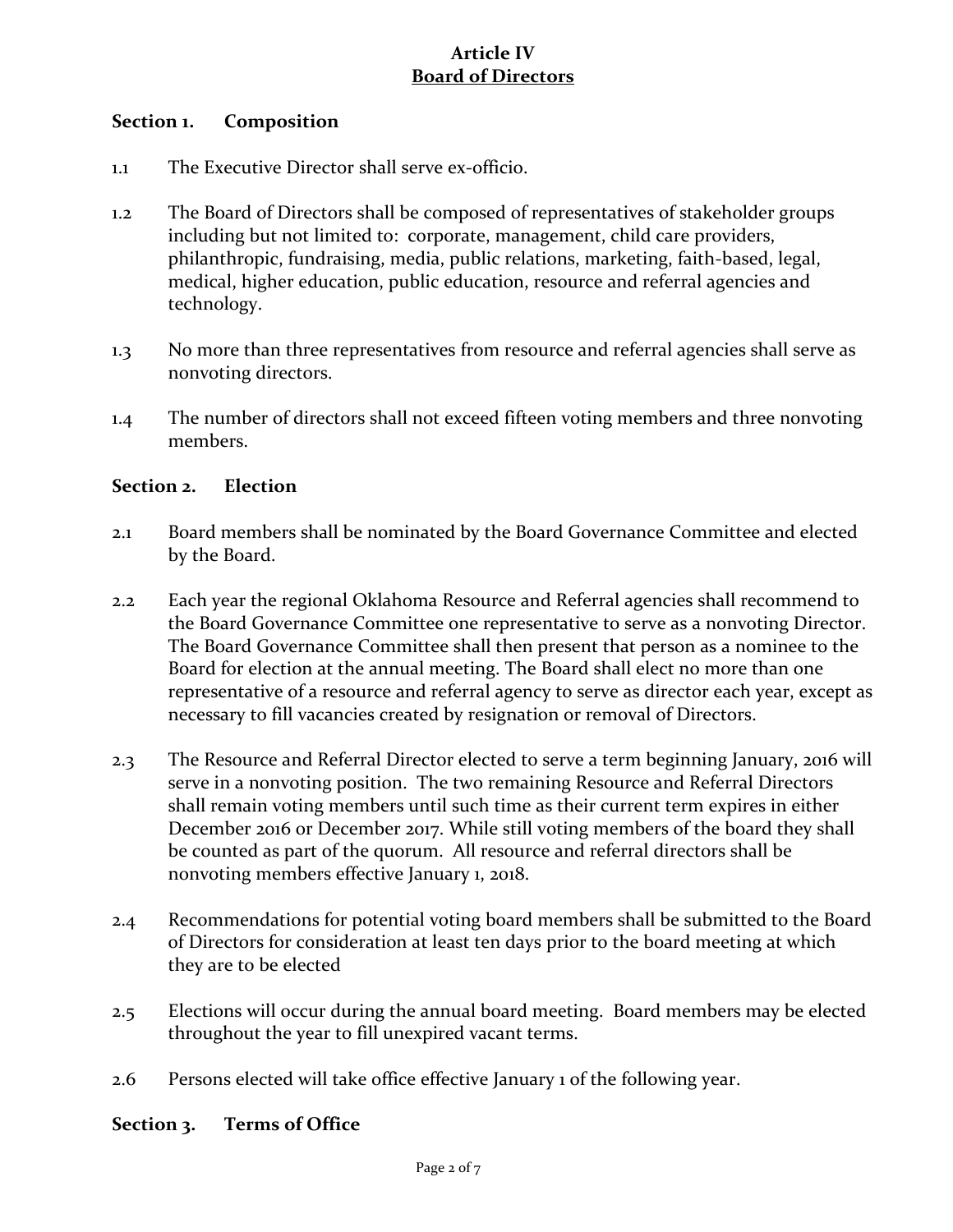# Article IV
## Board of Directors

### Section 1. Composition

1.1 The Executive Director shall serve ex-officio.

1.2 The Board of Directors shall be composed of representatives of stakeholder groups including but not limited to: corporate, management, child care providers, philanthropic, fundraising, media, public relations, marketing, faith-based, legal, medical, higher education, public education, resource and referral agencies and technology.

1.3 No more than three representatives from resource and referral agencies shall serve as nonvoting directors.

1.4 The number of directors shall not exceed fifteen voting members and three nonvoting members.

### Section 2. Election

2.1 Board members shall be nominated by the Board Governance Committee and elected by the Board.

2.2 Each year the regional Oklahoma Resource and Referral agencies shall recommend to the Board Governance Committee one representative to serve as a nonvoting Director. The Board Governance Committee shall then present that person as a nominee to the Board for election at the annual meeting. The Board shall elect no more than one representative of a resource and referral agency to serve as director each year, except as necessary to fill vacancies created by resignation or removal of Directors.

2.3 The Resource and Referral Director elected to serve a term beginning January, 2016 will serve in a nonvoting position. The two remaining Resource and Referral Directors shall remain voting members until such time as their current term expires in either December 2016 or December 2017. While still voting members of the board they shall be counted as part of the quorum. All resource and referral directors shall be nonvoting members effective January 1, 2018.

2.4 Recommendations for potential voting board members shall be submitted to the Board of Directors for consideration at least ten days prior to the board meeting at which they are to be elected

2.5 Elections will occur during the annual board meeting. Board members may be elected throughout the year to fill unexpired vacant terms.

2.6 Persons elected will take office effective January 1 of the following year.

### Section 3. Terms of Office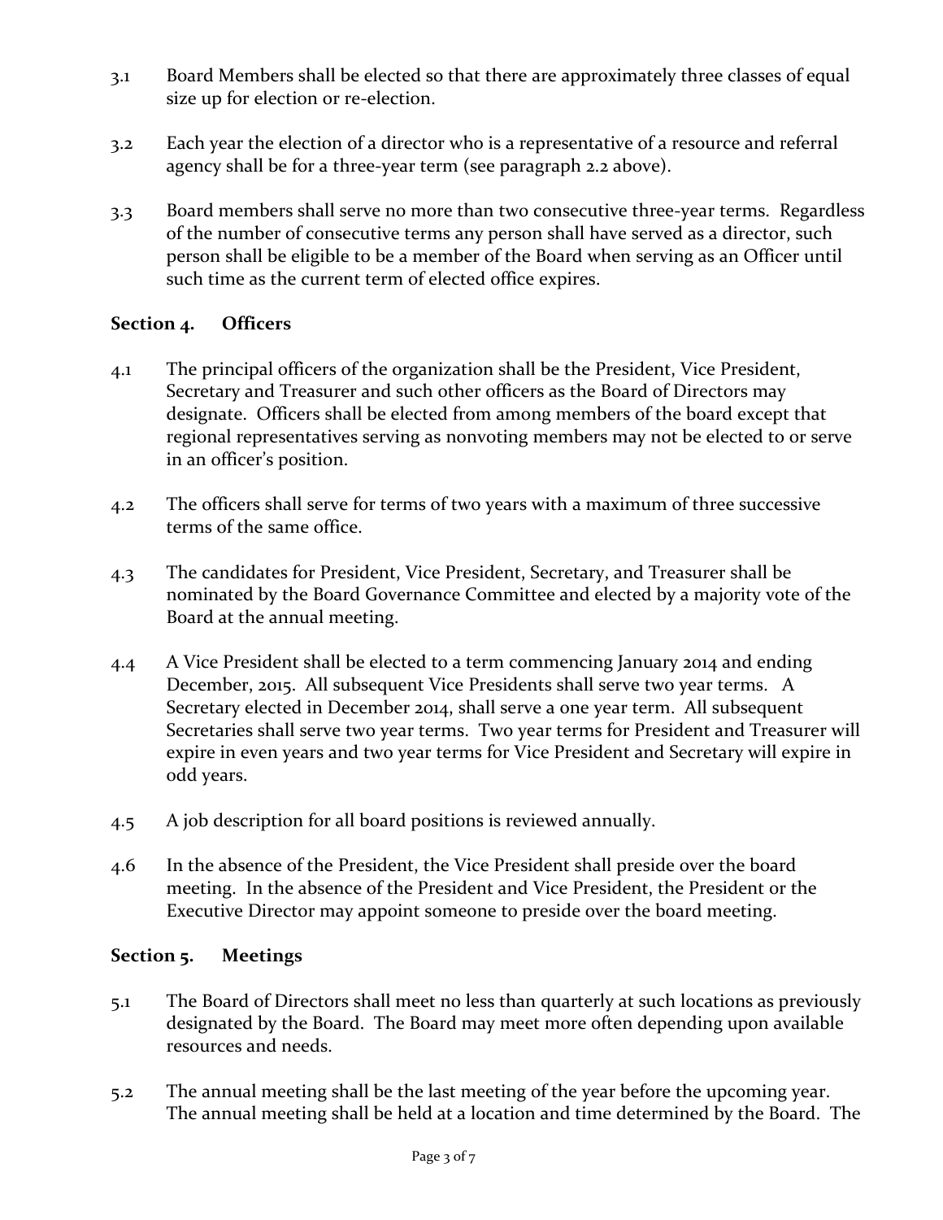3.1 Board Members shall be elected so that there are approximately three classes of equal size up for election or re-election.

3.2 Each year the election of a director who is a representative of a resource and referral agency shall be for a three-year term (see paragraph 2.2 above).

3.3 Board members shall serve no more than two consecutive three-year terms. Regardless of the number of consecutive terms any person shall have served as a director, such person shall be eligible to be a member of the Board when serving as an Officer until such time as the current term of elected office expires.

## Section 4. Officers

4.1 The principal officers of the organization shall be the President, Vice President, Secretary and Treasurer and such other officers as the Board of Directors may designate. Officers shall be elected from among members of the board except that regional representatives serving as nonvoting members may not be elected to or serve in an officer's position.

4.2 The officers shall serve for terms of two years with a maximum of three successive terms of the same office.

4.3 The candidates for President, Vice President, Secretary, and Treasurer shall be nominated by the Board Governance Committee and elected by a majority vote of the Board at the annual meeting.

4.4 A Vice President shall be elected to a term commencing January 2014 and ending December, 2015. All subsequent Vice Presidents shall serve two year terms. A Secretary elected in December 2014, shall serve a one year term. All subsequent Secretaries shall serve two year terms. Two year terms for President and Treasurer will expire in even years and two year terms for Vice President and Secretary will expire in odd years.

4.5 A job description for all board positions is reviewed annually.

4.6 In the absence of the President, the Vice President shall preside over the board meeting. In the absence of the President and Vice President, the President or the Executive Director may appoint someone to preside over the board meeting.

## Section 5. Meetings

5.1 The Board of Directors shall meet no less than quarterly at such locations as previously designated by the Board. The Board may meet more often depending upon available resources and needs.

5.2 The annual meeting shall be the last meeting of the year before the upcoming year. The annual meeting shall be held at a location and time determined by the Board. The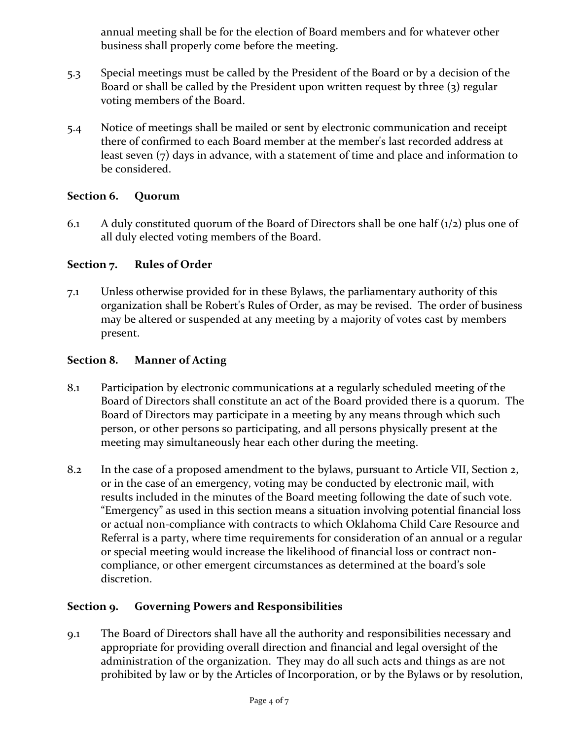annual meeting shall be for the election of Board members and for whatever other business shall properly come before the meeting.

5.3 Special meetings must be called by the President of the Board or by a decision of the Board or shall be called by the President upon written request by three (3) regular voting members of the Board.

5.4 Notice of meetings shall be mailed or sent by electronic communication and receipt there of confirmed to each Board member at the member's last recorded address at least seven (7) days in advance, with a statement of time and place and information to be considered.

### Section 6. Quorum

6.1 A duly constituted quorum of the Board of Directors shall be one half (1/2) plus one of all duly elected voting members of the Board.

### Section 7. Rules of Order

7.1 Unless otherwise provided for in these Bylaws, the parliamentary authority of this organization shall be Robert's Rules of Order, as may be revised. The order of business may be altered or suspended at any meeting by a majority of votes cast by members present.

### Section 8. Manner of Acting

8.1 Participation by electronic communications at a regularly scheduled meeting of the Board of Directors shall constitute an act of the Board provided there is a quorum. The Board of Directors may participate in a meeting by any means through which such person, or other persons so participating, and all persons physically present at the meeting may simultaneously hear each other during the meeting.

8.2 In the case of a proposed amendment to the bylaws, pursuant to Article VII, Section 2, or in the case of an emergency, voting may be conducted by electronic mail, with results included in the minutes of the Board meeting following the date of such vote. "Emergency" as used in this section means a situation involving potential financial loss or actual non-compliance with contracts to which Oklahoma Child Care Resource and Referral is a party, where time requirements for consideration of an annual or a regular or special meeting would increase the likelihood of financial loss or contract non-compliance, or other emergent circumstances as determined at the board's sole discretion.

### Section 9. Governing Powers and Responsibilities

9.1 The Board of Directors shall have all the authority and responsibilities necessary and appropriate for providing overall direction and financial and legal oversight of the administration of the organization. They may do all such acts and things as are not prohibited by law or by the Articles of Incorporation, or by the Bylaws or by resolution,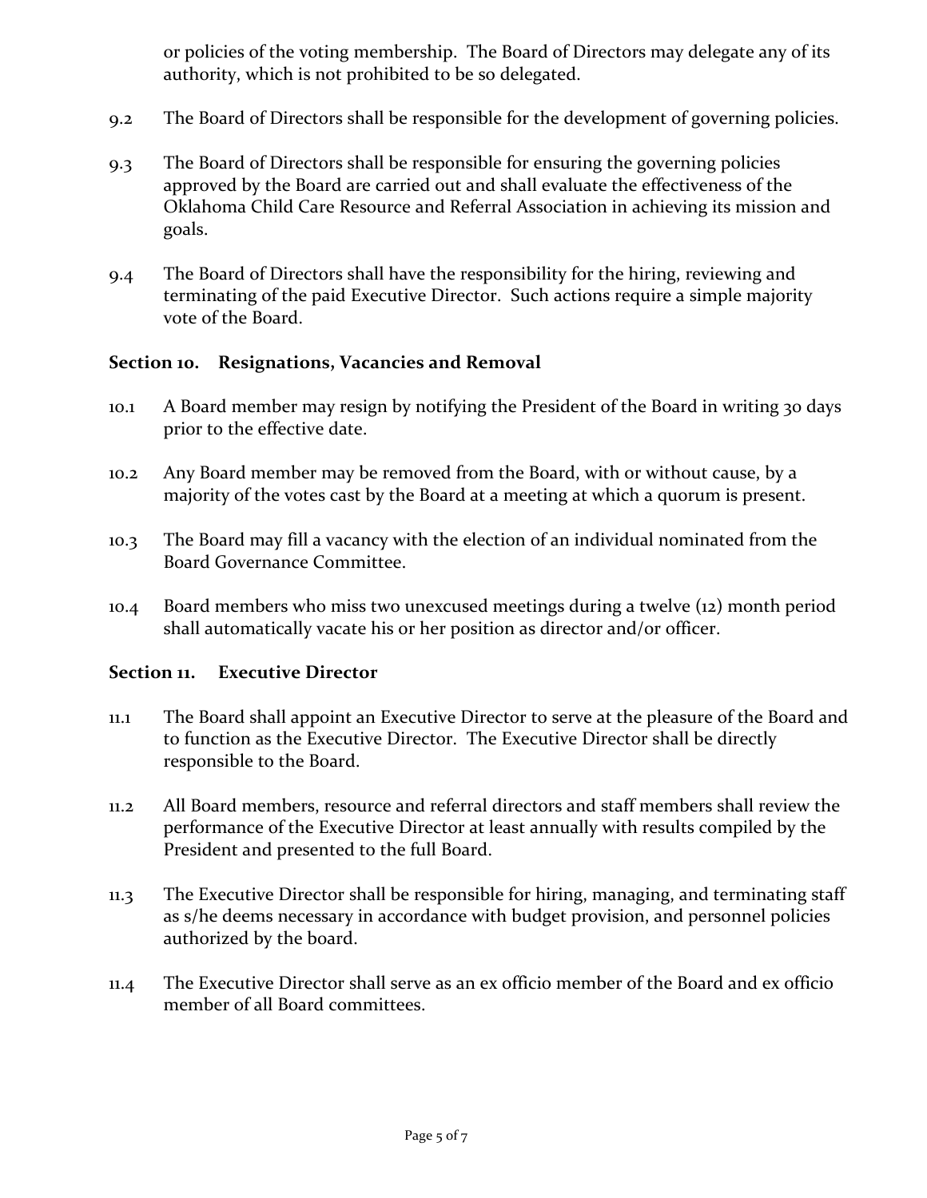or policies of the voting membership. The Board of Directors may delegate any of its authority, which is not prohibited to be so delegated.

9.2 The Board of Directors shall be responsible for the development of governing policies.

9.3 The Board of Directors shall be responsible for ensuring the governing policies approved by the Board are carried out and shall evaluate the effectiveness of the Oklahoma Child Care Resource and Referral Association in achieving its mission and goals.

9.4 The Board of Directors shall have the responsibility for the hiring, reviewing and terminating of the paid Executive Director. Such actions require a simple majority vote of the Board.

**Section 10. Resignations, Vacancies and Removal**

10.1 A Board member may resign by notifying the President of the Board in writing 30 days prior to the effective date.

10.2 Any Board member may be removed from the Board, with or without cause, by a majority of the votes cast by the Board at a meeting at which a quorum is present.

10.3 The Board may fill a vacancy with the election of an individual nominated from the Board Governance Committee.

10.4 Board members who miss two unexcused meetings during a twelve (12) month period shall automatically vacate his or her position as director and/or officer.

**Section 11. Executive Director**

11.1 The Board shall appoint an Executive Director to serve at the pleasure of the Board and to function as the Executive Director. The Executive Director shall be directly responsible to the Board.

11.2 All Board members, resource and referral directors and staff members shall review the performance of the Executive Director at least annually with results compiled by the President and presented to the full Board.

11.3 The Executive Director shall be responsible for hiring, managing, and terminating staff as s/he deems necessary in accordance with budget provision, and personnel policies authorized by the board.

11.4 The Executive Director shall serve as an ex officio member of the Board and ex officio member of all Board committees.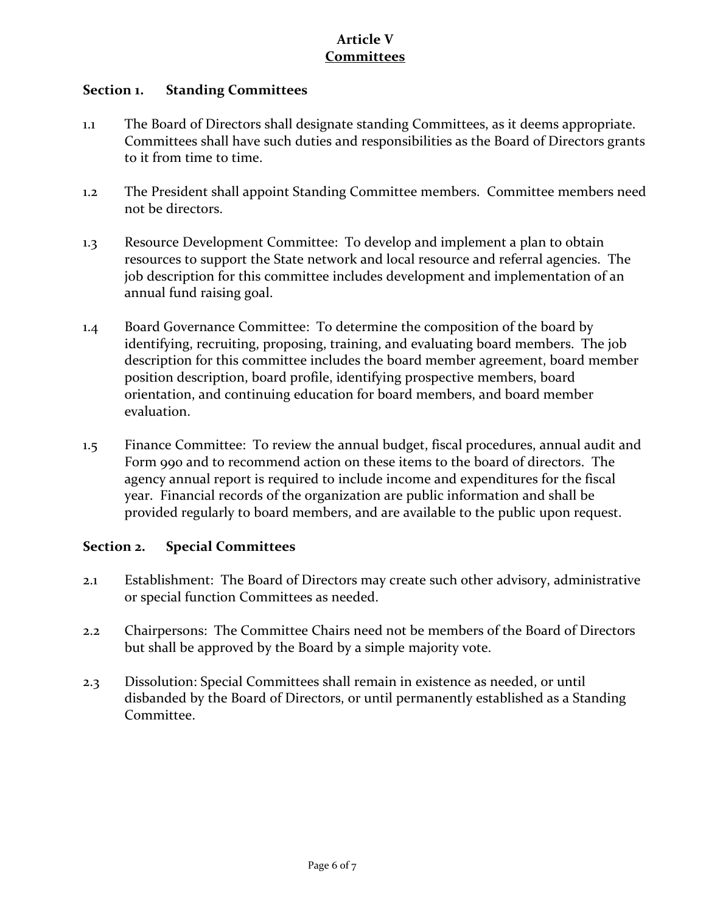# Article V
## Committees

### Section 1. Standing Committees

1.1 The Board of Directors shall designate standing Committees, as it deems appropriate. Committees shall have such duties and responsibilities as the Board of Directors grants to it from time to time.

1.2 The President shall appoint Standing Committee members. Committee members need not be directors.

1.3 Resource Development Committee: To develop and implement a plan to obtain resources to support the State network and local resource and referral agencies. The job description for this committee includes development and implementation of an annual fund raising goal.

1.4 Board Governance Committee: To determine the composition of the board by identifying, recruiting, proposing, training, and evaluating board members. The job description for this committee includes the board member agreement, board member position description, board profile, identifying prospective members, board orientation, and continuing education for board members, and board member evaluation.

1.5 Finance Committee: To review the annual budget, fiscal procedures, annual audit and Form 990 and to recommend action on these items to the board of directors. The agency annual report is required to include income and expenditures for the fiscal year. Financial records of the organization are public information and shall be provided regularly to board members, and are available to the public upon request.

### Section 2. Special Committees

2.1 Establishment: The Board of Directors may create such other advisory, administrative or special function Committees as needed.

2.2 Chairpersons: The Committee Chairs need not be members of the Board of Directors but shall be approved by the Board by a simple majority vote.

2.3 Dissolution: Special Committees shall remain in existence as needed, or until disbanded by the Board of Directors, or until permanently established as a Standing Committee.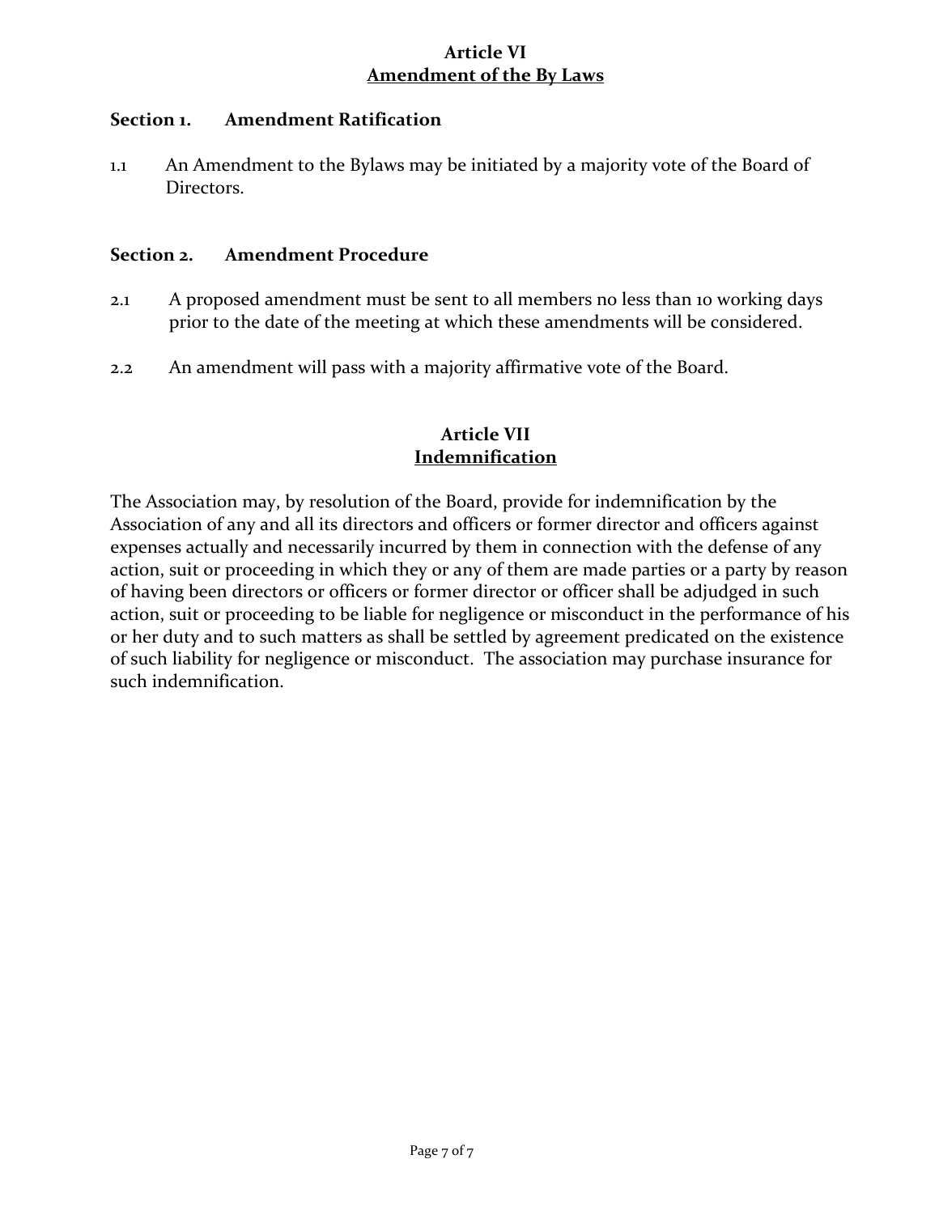## Article VI
## Amendment of the By Laws

### Section 1. Amendment Ratification

1.1 An Amendment to the Bylaws may be initiated by a majority vote of the Board of Directors.

### Section 2. Amendment Procedure

2.1 A proposed amendment must be sent to all members no less than 10 working days prior to the date of the meeting at which these amendments will be considered.

2.2 An amendment will pass with a majority affirmative vote of the Board.

## Article VII
## Indemnification

The Association may, by resolution of the Board, provide for indemnification by the Association of any and all its directors and officers or former director and officers against expenses actually and necessarily incurred by them in connection with the defense of any action, suit or proceeding in which they or any of them are made parties or a party by reason of having been directors or officers or former director or officer shall be adjudged in such action, suit or proceeding to be liable for negligence or misconduct in the performance of his or her duty and to such matters as shall be settled by agreement predicated on the existence of such liability for negligence or misconduct. The association may purchase insurance for such indemnification.